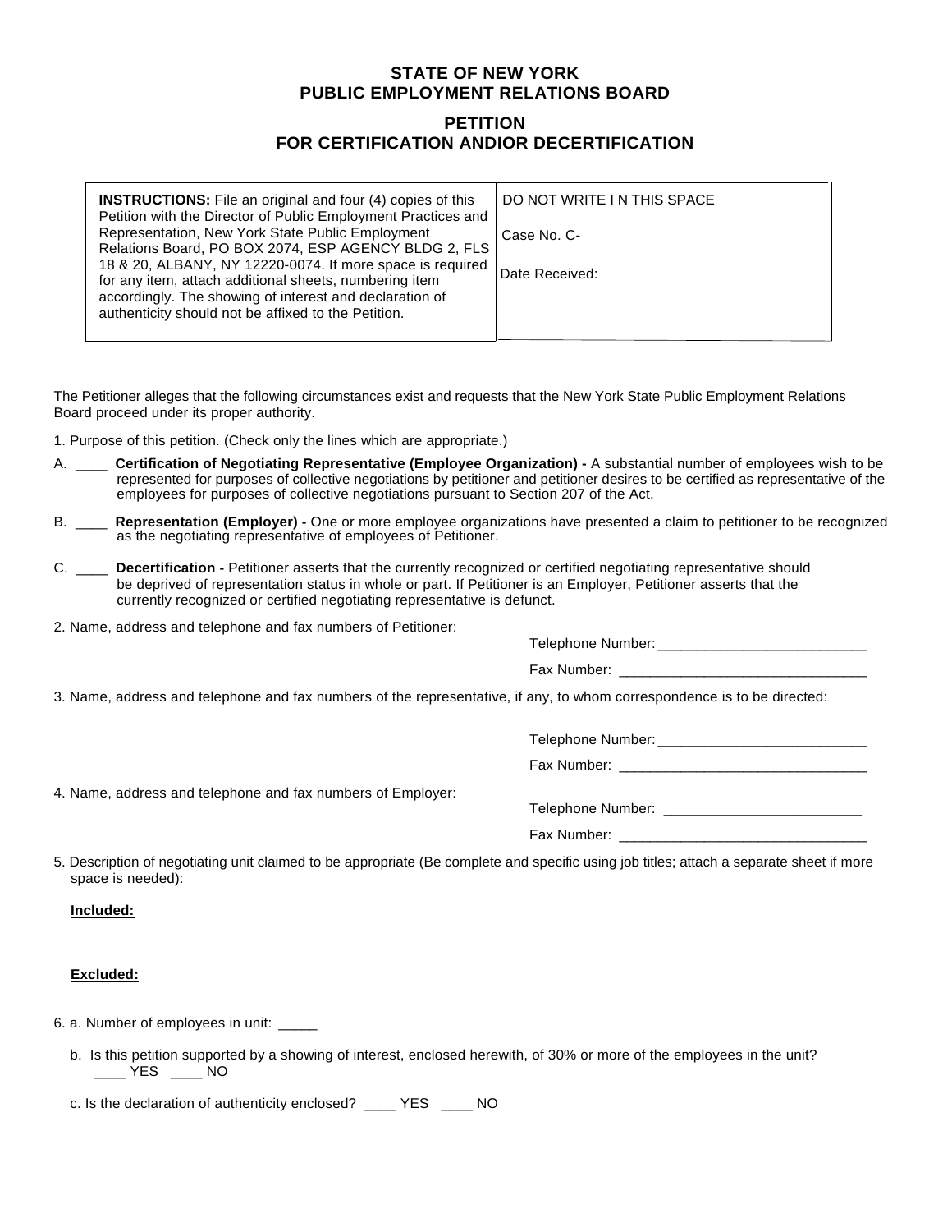# STATE OF NEW YORK
# PUBLIC EMPLOYMENT RELATIONS BOARD

## PETITION
## FOR CERTIFICATION ANDIOR DECERTIFICATION

| **INSTRUCTIONS:** File an original and four (4) copies of this Petition with the Director of Public Employment Practices and Representation, New York State Public Employment Relations Board, PO BOX 2074, ESP AGENCY BLDG 2, FLS 18 & 20, ALBANY, NY 12220-0074. If more space is required for any item, attach additional sheets, numbering item accordingly. The showing of interest and declaration of authenticity should not be affixed to the Petition. | DO NOT WRITE I N THIS SPACE<br><br>Case No. C-<br><br>Date Received: |
|---|---|

The Petitioner alleges that the following circumstances exist and requests that the New York State Public Employment Relations Board proceed under its proper authority.

1. Purpose of this petition. (Check only the lines which are appropriate.)

A. ____ **Certification of Negotiating Representative (Employee Organization) -** A substantial number of employees wish to be represented for purposes of collective negotiations by petitioner and petitioner desires to be certified as representative of the employees for purposes of collective negotiations pursuant to Section 207 of the Act.

B. ____ **Representation (Employer) -** One or more employee organizations have presented a claim to petitioner to be recognized as the negotiating representative of employees of Petitioner.

C. ____ **Decertification -** Petitioner asserts that the currently recognized or certified negotiating representative should be deprived of representation status in whole or part. If Petitioner is an Employer, Petitioner asserts that the currently recognized or certified negotiating representative is defunct.

2. Name, address and telephone and fax numbers of Petitioner:

Telephone Number: ___________________________

Fax Number: ________________________________

3. Name, address and telephone and fax numbers of the representative, if any, to whom correspondence is to be directed:

Telephone Number: ___________________________

Fax Number: ________________________________

4. Name, address and telephone and fax numbers of Employer:

Telephone Number: _________________________

Fax Number: ________________________________

5. Description of negotiating unit claimed to be appropriate (Be complete and specific using job titles; attach a separate sheet if more space is needed):

**Included:**

**Excluded:**

6. a. Number of employees in unit: _____

b. Is this petition supported by a showing of interest, enclosed herewith, of 30% or more of the employees in the unit?
____ YES ____ NO

c. Is the declaration of authenticity enclosed? ____ YES ____ NO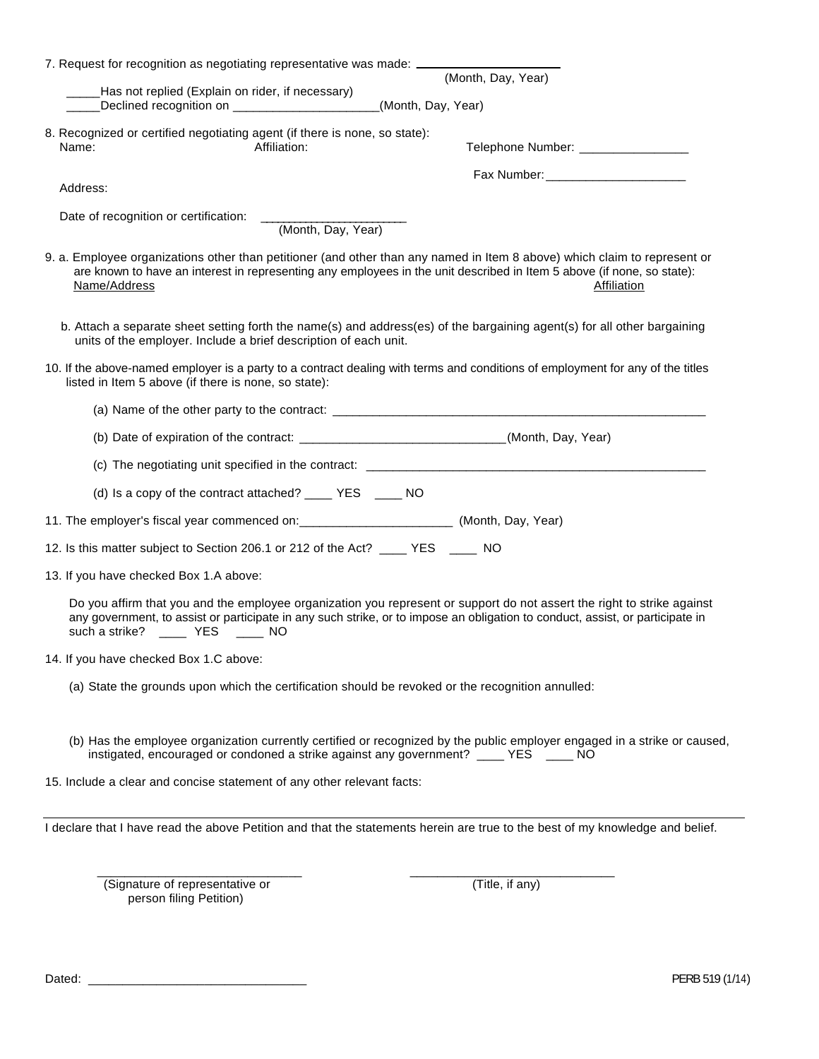7. Request for recognition as negotiating representative was made: ______________________
(Month, Day, Year)

_____Has not replied (Explain on rider, if necessary)

_____Declined recognition on _____________________(Month, Day, Year)

8. Recognized or certified negotiating agent (if there is none, so state):

Name: Affiliation: Telephone Number: ________________

Fax Number:_____________________

Address:

Date of recognition or certification: ______________________
(Month, Day, Year)

9. a. Employee organizations other than petitioner (and other than any named in Item 8 above) which claim to represent or are known to have an interest in representing any employees in the unit described in Item 5 above (if none, so state):

Name/Address Affiliation

b. Attach a separate sheet setting forth the name(s) and address(es) of the bargaining agent(s) for all other bargaining units of the employer. Include a brief description of each unit.

10. If the above-named employer is a party to a contract dealing with terms and conditions of employment for any of the titles listed in Item 5 above (if there is none, so state):

(a) Name of the other party to the contract: ___________________________________________________________

(b) Date of expiration of the contract: ______________________________(Month, Day, Year)

(c) The negotiating unit specified in the contract: _____________________________________________________

(d) Is a copy of the contract attached? ____ YES ____ NO

11. The employer's fiscal year commenced on:______________________ (Month, Day, Year)

12. Is this matter subject to Section 206.1 or 212 of the Act? ____ YES ____ NO

13. If you have checked Box 1.A above:

Do you affirm that you and the employee organization you represent or support do not assert the right to strike against any government, to assist or participate in any such strike, or to impose an obligation to conduct, assist, or participate in such a strike? ____ YES ____ NO

14. If you have checked Box 1.C above:

(a) State the grounds upon which the certification should be revoked or the recognition annulled:

(b) Has the employee organization currently certified or recognized by the public employer engaged in a strike or caused, instigated, encouraged or condoned a strike against any government? ____ YES ____ NO

15. Include a clear and concise statement of any other relevant facts:

---

I declare that I have read the above Petition and that the statements herein are true to the best of my knowledge and belief.

______________________________ ______________________________
(Signature of representative or person filing Petition) (Title, if any)

Dated: ________________________________

PERB 519 (1/14)